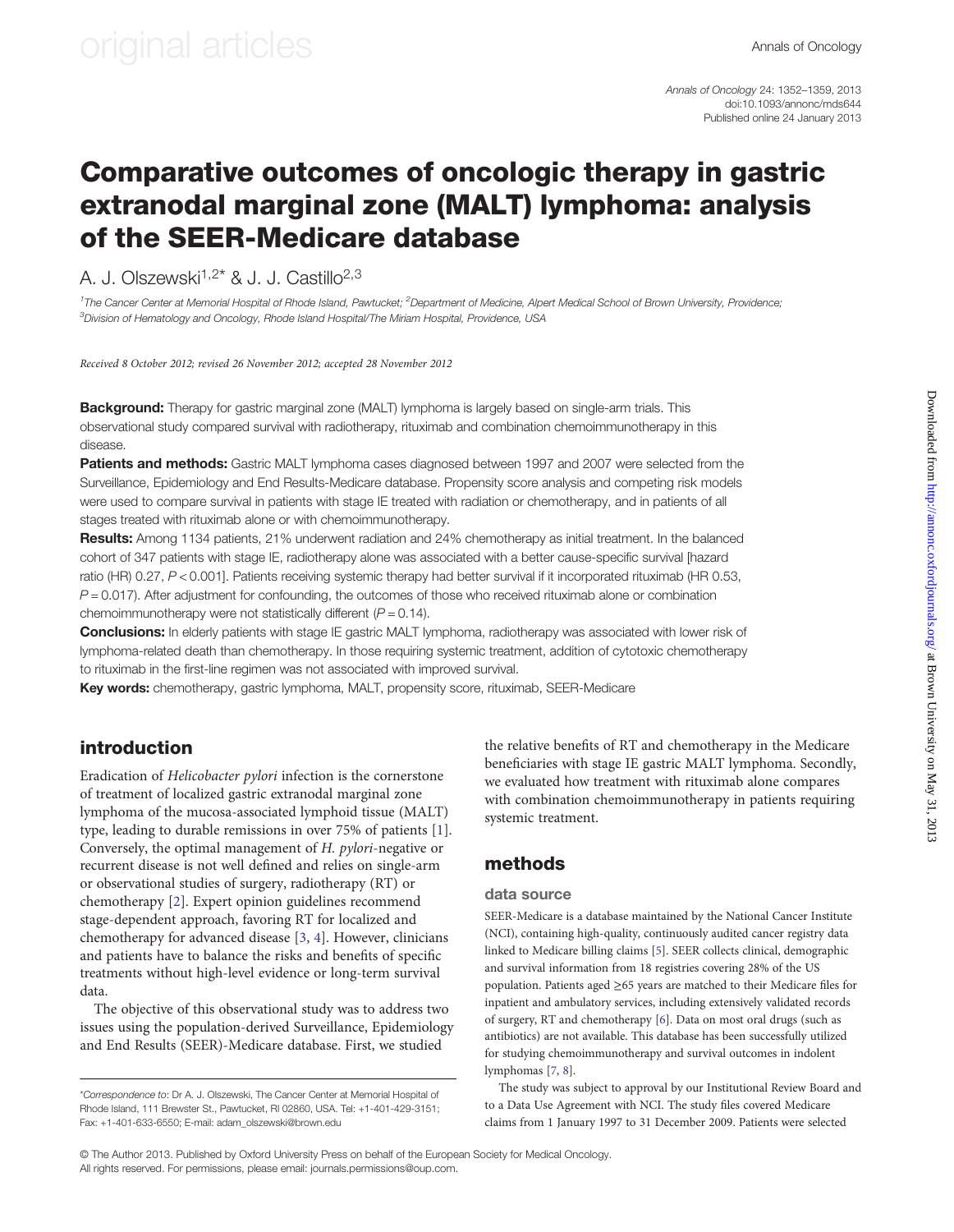# Comparative outcomes of oncologic therapy in gastric extranodal marginal zone (MALT) lymphoma: analysis of the SEER-Medicare database

A. J. Olszewski[1,2]* & J. J. Castillo[2,3]

[1]The Cancer Center at Memorial Hospital of Rhode Island, Pawtucket; [2]Department of Medicine, Alpert Medical School of Brown University, Providence; [3]Division of Hematology and Oncology, Rhode Island Hospital/The Miriam Hospital, Providence, USA

*Received 8 October 2012; revised 26 November 2012; accepted 28 November 2012*

**Background:** Therapy for gastric marginal zone (MALT) lymphoma is largely based on single-arm trials. This observational study compared survival with radiotherapy, rituximab and combination chemoimmunotherapy in this disease.

**Patients and methods:** Gastric MALT lymphoma cases diagnosed between 1997 and 2007 were selected from the Surveillance, Epidemiology and End Results-Medicare database. Propensity score analysis and competing risk models were used to compare survival in patients with stage IE treated with radiation or chemotherapy, and in patients of all stages treated with rituximab alone or with chemoimmunotherapy.

**Results:** Among 1134 patients, 21% underwent radiation and 24% chemotherapy as initial treatment. In the balanced cohort of 347 patients with stage IE, radiotherapy alone was associated with a better cause-specific survival [hazard ratio (HR) 0.27, $P < 0.001$]. Patients receiving systemic therapy had better survival if it incorporated rituximab (HR 0.53, $P = 0.017$). After adjustment for confounding, the outcomes of those who received rituximab alone or combination chemoimmunotherapy were not statistically different ($P = 0.14$).

**Conclusions:** In elderly patients with stage IE gastric MALT lymphoma, radiotherapy was associated with lower risk of lymphoma-related death than chemotherapy. In those requiring systemic treatment, addition of cytotoxic chemotherapy to rituximab in the first-line regimen was not associated with improved survival.

**Key words:** chemotherapy, gastric lymphoma, MALT, propensity score, rituximab, SEER-Medicare

## introduction

Eradication of *Helicobacter pylori* infection is the cornerstone of treatment of localized gastric extranodal marginal zone lymphoma of the mucosa-associated lymphoid tissue (MALT) type, leading to durable remissions in over 75% of patients [1]. Conversely, the optimal management of *H. pylori*-negative or recurrent disease is not well defined and relies on single-arm or observational studies of surgery, radiotherapy (RT) or chemotherapy [2]. Expert opinion guidelines recommend stage-dependent approach, favoring RT for localized and chemotherapy for advanced disease [3, 4]. However, clinicians and patients have to balance the risks and benefits of specific treatments without high-level evidence or long-term survival data.

The objective of this observational study was to address two issues using the population-derived Surveillance, Epidemiology and End Results (SEER)-Medicare database. First, we studied the relative benefits of RT and chemotherapy in the Medicare beneficiaries with stage IE gastric MALT lymphoma. Secondly, we evaluated how treatment with rituximab alone compares with combination chemoimmunotherapy in patients requiring systemic treatment.

## methods

### data source

SEER-Medicare is a database maintained by the National Cancer Institute (NCI), containing high-quality, continuously audited cancer registry data linked to Medicare billing claims [5]. SEER collects clinical, demographic and survival information from 18 registries covering 28% of the US population. Patients aged ≥65 years are matched to their Medicare files for inpatient and ambulatory services, including extensively validated records of surgery, RT and chemotherapy [6]. Data on most oral drugs (such as antibiotics) are not available. This database has been successfully utilized for studying chemoimmunotherapy and survival outcomes in indolent lymphomas [7, 8].

The study was subject to approval by our Institutional Review Board and to a Data Use Agreement with NCI. The study files covered Medicare claims from 1 January 1997 to 31 December 2009. Patients were selected

*Correspondence to: Dr A. J. Olszewski, The Cancer Center at Memorial Hospital of Rhode Island, 111 Brewster St., Pawtucket, RI 02860, USA. Tel: +1-401-429-3151; Fax: +1-401-633-6550; E-mail: adam_olszewski@brown.edu

© The Author 2013. Published by Oxford University Press on behalf of the European Society for Medical Oncology. All rights reserved. For permissions, please email: journals.permissions@oup.com.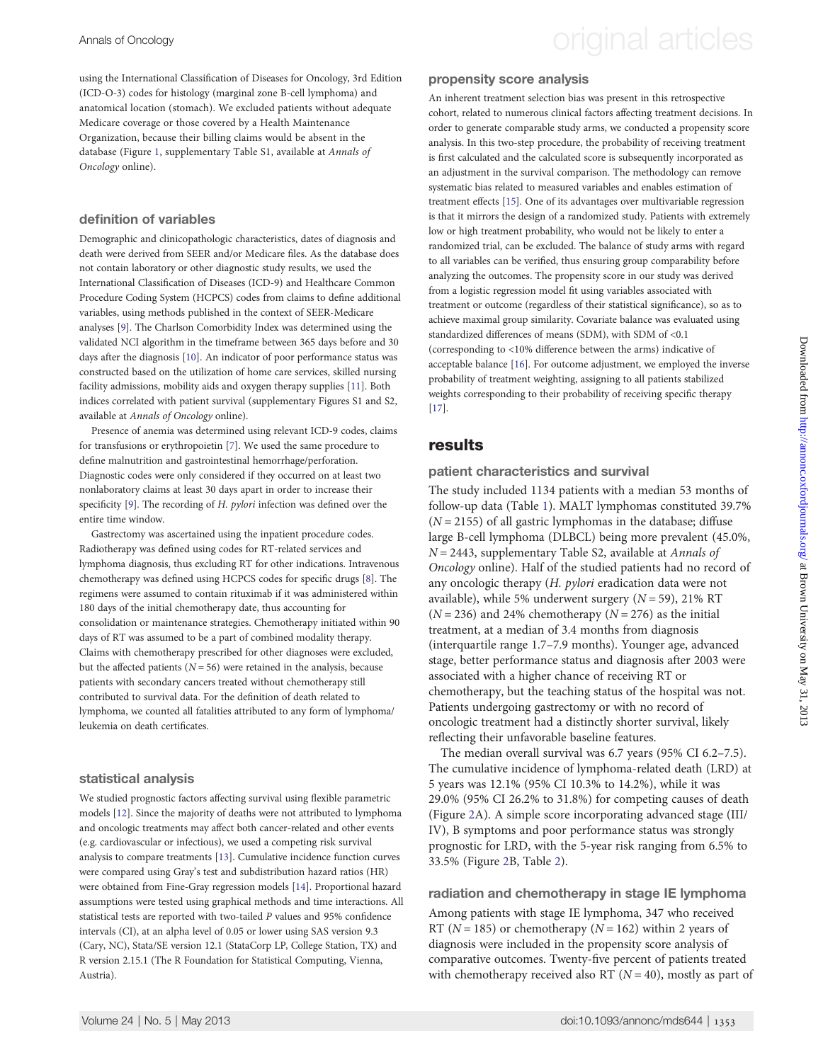using the International Classification of Diseases for Oncology, 3rd Edition (ICD-O-3) codes for histology (marginal zone B-cell lymphoma) and anatomical location (stomach). We excluded patients without adequate Medicare coverage or those covered by a Health Maintenance Organization, because their billing claims would be absent in the database (Figure 1, supplementary Table S1, available at *Annals of Oncology* online).

### definition of variables

Demographic and clinicopathologic characteristics, dates of diagnosis and death were derived from SEER and/or Medicare files. As the database does not contain laboratory or other diagnostic study results, we used the International Classification of Diseases (ICD-9) and Healthcare Common Procedure Coding System (HCPCS) codes from claims to define additional variables, using methods published in the context of SEER-Medicare analyses [9]. The Charlson Comorbidity Index was determined using the validated NCI algorithm in the timeframe between 365 days before and 30 days after the diagnosis [10]. An indicator of poor performance status was constructed based on the utilization of home care services, skilled nursing facility admissions, mobility aids and oxygen therapy supplies [11]. Both indices correlated with patient survival (supplementary Figures S1 and S2, available at *Annals of Oncology* online).

Presence of anemia was determined using relevant ICD-9 codes, claims for transfusions or erythropoietin [7]. We used the same procedure to define malnutrition and gastrointestinal hemorrhage/perforation. Diagnostic codes were only considered if they occurred on at least two nonlaboratory claims at least 30 days apart in order to increase their specificity [9]. The recording of *H. pylori* infection was defined over the entire time window.

Gastrectomy was ascertained using the inpatient procedure codes. Radiotherapy was defined using codes for RT-related services and lymphoma diagnosis, thus excluding RT for other indications. Intravenous chemotherapy was defined using HCPCS codes for specific drugs [8]. The regimens were assumed to contain rituximab if it was administered within 180 days of the initial chemotherapy date, thus accounting for consolidation or maintenance strategies. Chemotherapy initiated within 90 days of RT was assumed to be a part of combined modality therapy. Claims with chemotherapy prescribed for other diagnoses were excluded, but the affected patients ($N = 56$) were retained in the analysis, because patients with secondary cancers treated without chemotherapy still contributed to survival data. For the definition of death related to lymphoma, we counted all fatalities attributed to any form of lymphoma/leukemia on death certificates.

### statistical analysis

We studied prognostic factors affecting survival using flexible parametric models [12]. Since the majority of deaths were not attributed to lymphoma and oncologic treatments may affect both cancer-related and other events (e.g. cardiovascular or infectious), we used a competing risk survival analysis to compare treatments [13]. Cumulative incidence function curves were compared using Gray's test and subdistribution hazard ratios (HR) were obtained from Fine-Gray regression models [14]. Proportional hazard assumptions were tested using graphical methods and time interactions. All statistical tests are reported with two-tailed *P* values and 95% confidence intervals (CI), at an alpha level of 0.05 or lower using SAS version 9.3 (Cary, NC), Stata/SE version 12.1 (StataCorp LP, College Station, TX) and R version 2.15.1 (The R Foundation for Statistical Computing, Vienna, Austria).

### propensity score analysis

An inherent treatment selection bias was present in this retrospective cohort, related to numerous clinical factors affecting treatment decisions. In order to generate comparable study arms, we conducted a propensity score analysis. In this two-step procedure, the probability of receiving treatment is first calculated and the calculated score is subsequently incorporated as an adjustment in the survival comparison. The methodology can remove systematic bias related to measured variables and enables estimation of treatment effects [15]. One of its advantages over multivariable regression is that it mirrors the design of a randomized study. Patients with extremely low or high treatment probability, who would not be likely to enter a randomized trial, can be excluded. The balance of study arms with regard to all variables can be verified, thus ensuring group comparability before analyzing the outcomes. The propensity score in our study was derived from a logistic regression model fit using variables associated with treatment or outcome (regardless of their statistical significance), so as to achieve maximal group similarity. Covariate balance was evaluated using standardized differences of means (SDM), with SDM of <0.1 (corresponding to <10% difference between the arms) indicative of acceptable balance [16]. For outcome adjustment, we employed the inverse probability of treatment weighting, assigning to all patients stabilized weights corresponding to their probability of receiving specific therapy [17].

## results

### patient characteristics and survival

The study included 1134 patients with a median 53 months of follow-up data (Table 1). MALT lymphomas constituted 39.7% ($N = 2155$) of all gastric lymphomas in the database; diffuse large B-cell lymphoma (DLBCL) being more prevalent (45.0%, $N = 2443$, supplementary Table S2, available at *Annals of Oncology* online). Half of the studied patients had no record of any oncologic therapy (*H. pylori* eradication data were not available), while 5% underwent surgery ($N = 59$), 21% RT ($N = 236$) and 24% chemotherapy ($N = 276$) as the initial treatment, at a median of 3.4 months from diagnosis (interquartile range 1.7–7.9 months). Younger age, advanced stage, better performance status and diagnosis after 2003 were associated with a higher chance of receiving RT or chemotherapy, but the teaching status of the hospital was not. Patients undergoing gastrectomy or with no record of oncologic treatment had a distinctly shorter survival, likely reflecting their unfavorable baseline features.

The median overall survival was 6.7 years (95% CI 6.2–7.5). The cumulative incidence of lymphoma-related death (LRD) at 5 years was 12.1% (95% CI 10.3% to 14.2%), while it was 29.0% (95% CI 26.2% to 31.8%) for competing causes of death (Figure 2A). A simple score incorporating advanced stage (III/IV), B symptoms and poor performance status was strongly prognostic for LRD, with the 5-year risk ranging from 6.5% to 33.5% (Figure 2B, Table 2).

### radiation and chemotherapy in stage IE lymphoma

Among patients with stage IE lymphoma, 347 who received RT ($N = 185$) or chemotherapy ($N = 162$) within 2 years of diagnosis were included in the propensity score analysis of comparative outcomes. Twenty-five percent of patients treated with chemotherapy received also RT ($N = 40$), mostly as part of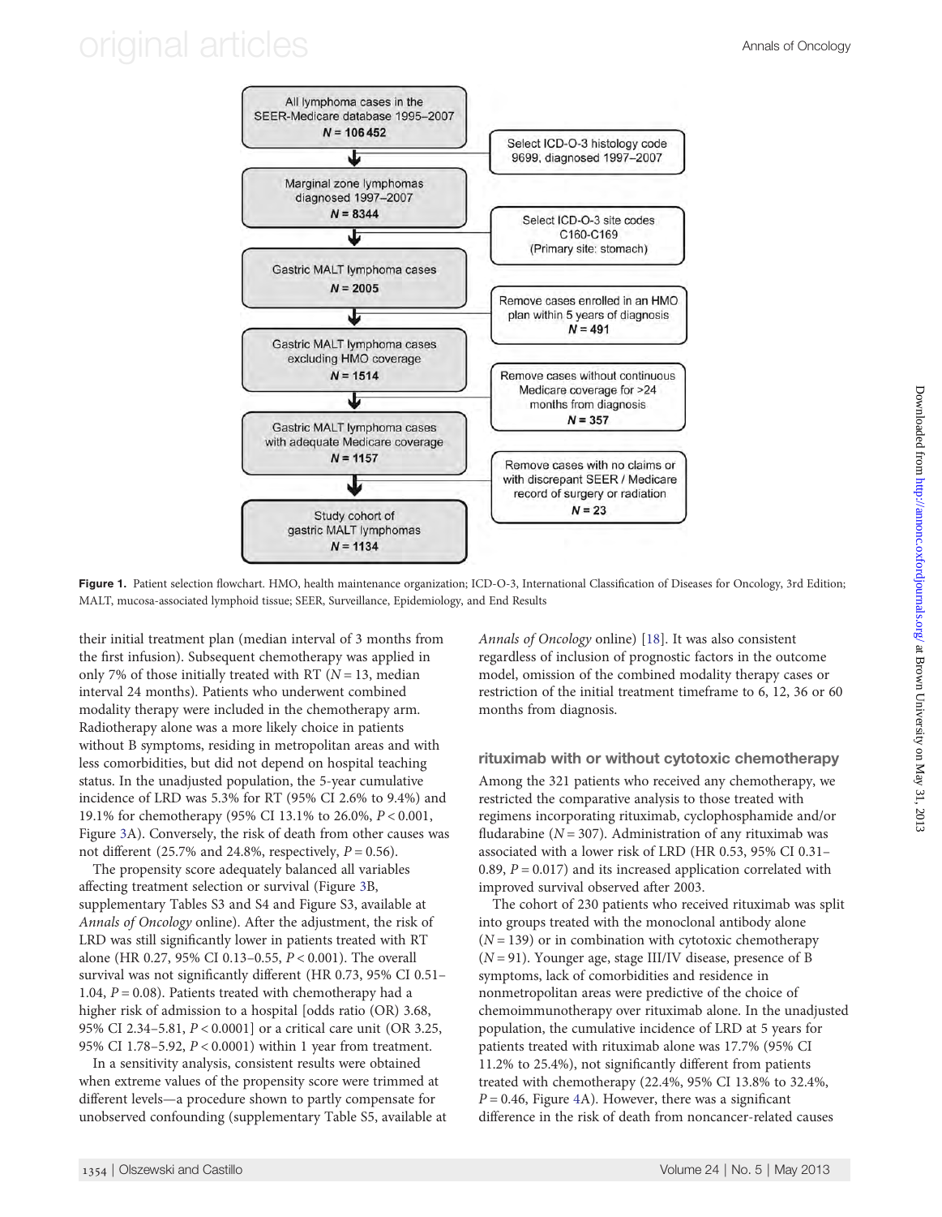All lymphoma cases in the SEER-Medicare database 1995–2007
N = 106452

Select ICD-O-3 histology code 9699, diagnosed 1997–2007

Marginal zone lymphomas diagnosed 1997–2007
N = 8344

Select ICD-O-3 site codes C160-C169 (Primary site: stomach)

Gastric MALT lymphoma cases
N = 2005

Remove cases enrolled in an HMO plan within 5 years of diagnosis
N = 491

Gastric MALT lymphoma cases excluding HMO coverage
N = 1514

Remove cases without continuous Medicare coverage for >24 months from diagnosis
N = 357

Gastric MALT lymphoma cases with adequate Medicare coverage
N = 1157

Remove cases with no claims or with discrepant SEER / Medicare record of surgery or radiation
N = 23

Study cohort of gastric MALT lymphomas
N = 1134

**Figure 1.** Patient selection flowchart. HMO, health maintenance organization; ICD-O-3, International Classification of Diseases for Oncology, 3rd Edition; MALT, mucosa-associated lymphoid tissue; SEER, Surveillance, Epidemiology, and End Results

their initial treatment plan (median interval of 3 months from the first infusion). Subsequent chemotherapy was applied in only 7% of those initially treated with RT ($N = 13$, median interval 24 months). Patients who underwent combined modality therapy were included in the chemotherapy arm. Radiotherapy alone was a more likely choice in patients without B symptoms, residing in metropolitan areas and with less comorbidities, but did not depend on hospital teaching status. In the unadjusted population, the 5-year cumulative incidence of LRD was 5.3% for RT (95% CI 2.6% to 9.4%) and 19.1% for chemotherapy (95% CI 13.1% to 26.0%, $P < 0.001$, Figure 3A). Conversely, the risk of death from other causes was not different (25.7% and 24.8%, respectively, $P = 0.56$).

The propensity score adequately balanced all variables affecting treatment selection or survival (Figure 3B, supplementary Tables S3 and S4 and Figure S3, available at *Annals of Oncology* online). After the adjustment, the risk of LRD was still significantly lower in patients treated with RT alone (HR 0.27, 95% CI 0.13–0.55, $P < 0.001$). The overall survival was not significantly different (HR 0.73, 95% CI 0.51–1.04, $P = 0.08$). Patients treated with chemotherapy had a higher risk of admission to a hospital [odds ratio (OR) 3.68, 95% CI 2.34–5.81, $P < 0.0001$] or a critical care unit (OR 3.25, 95% CI 1.78–5.92, $P < 0.0001$) within 1 year from treatment.

In a sensitivity analysis, consistent results were obtained when extreme values of the propensity score were trimmed at different levels—a procedure shown to partly compensate for unobserved confounding (supplementary Table S5, available at *Annals of Oncology* online) [18]. It was also consistent regardless of inclusion of prognostic factors in the outcome model, omission of the combined modality therapy cases or restriction of the initial treatment timeframe to 6, 12, 36 or 60 months from diagnosis.

### rituximab with or without cytotoxic chemotherapy

Among the 321 patients who received any chemotherapy, we restricted the comparative analysis to those treated with regimens incorporating rituximab, cyclophosphamide and/or fludarabine ($N = 307$). Administration of any rituximab was associated with a lower risk of LRD (HR 0.53, 95% CI 0.31–0.89, $P = 0.017$) and its increased application correlated with improved survival observed after 2003.

The cohort of 230 patients who received rituximab was split into groups treated with the monoclonal antibody alone ($N = 139$) or in combination with cytotoxic chemotherapy ($N = 91$). Younger age, stage III/IV disease, presence of B symptoms, lack of comorbidities and residence in nonmetropolitan areas were predictive of the choice of chemoimmunotherapy over rituximab alone. In the unadjusted population, the cumulative incidence of LRD at 5 years for patients treated with rituximab alone was 17.7% (95% CI 11.2% to 25.4%), not significantly different from patients treated with chemotherapy (22.4%, 95% CI 13.8% to 32.4%, $P = 0.46$, Figure 4A). However, there was a significant difference in the risk of death from noncancer-related causes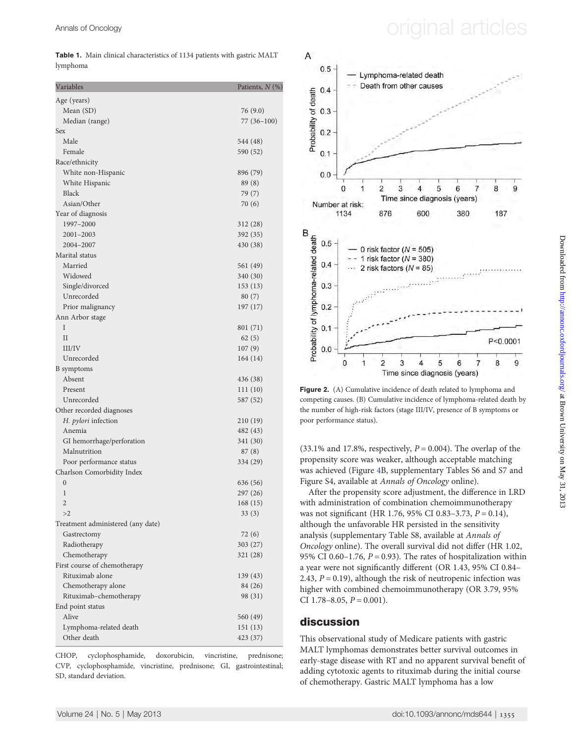**Table 1.** Main clinical characteristics of 1134 patients with gastric MALT lymphoma

| Variables | Patients, N (%) |
|---|---|
| Age (years) | |
| Mean (SD) | 76 (9.0) |
| Median (range) | 77 (36–100) |
| Sex | |
| Male | 544 (48) |
| Female | 590 (52) |
| Race/ethnicity | |
| White non-Hispanic | 896 (79) |
| White Hispanic | 89 (8) |
| Black | 79 (7) |
| Asian/Other | 70 (6) |
| Year of diagnosis | |
| 1997–2000 | 312 (28) |
| 2001–2003 | 392 (35) |
| 2004–2007 | 430 (38) |
| Marital status | |
| Married | 561 (49) |
| Widowed | 340 (30) |
| Single/divorced | 153 (13) |
| Unrecorded | 80 (7) |
| Prior malignancy | 197 (17) |
| Ann Arbor stage | |
| I | 801 (71) |
| II | 62 (5) |
| III/IV | 107 (9) |
| Unrecorded | 164 (14) |
| B symptoms | |
| Absent | 436 (38) |
| Present | 111 (10) |
| Unrecorded | 587 (52) |
| Other recorded diagnoses | |
| *H. pylori* infection | 210 (19) |
| Anemia | 482 (43) |
| GI hemorrhage/perforation | 341 (30) |
| Malnutrition | 87 (8) |
| Poor performance status | 334 (29) |
| Charlson Comorbidity Index | |
| 0 | 636 (56) |
| 1 | 297 (26) |
| 2 | 168 (15) |
| >2 | 33 (3) |
| Treatment administered (any date) | |
| Gastrectomy | 72 (6) |
| Radiotherapy | 303 (27) |
| Chemotherapy | 321 (28) |
| First course of chemotherapy | |
| Rituximab alone | 139 (43) |
| Chemotherapy alone | 84 (26) |
| Rituximab–chemotherapy | 98 (31) |
| End point status | |
| Alive | 560 (49) |
| Lymphoma-related death | 151 (13) |
| Other death | 423 (37) |

CHOP, cyclophosphamide, doxorubicin, vincristine, prednisone; CVP, cyclophosphamide, vincristine, prednisone; GI, gastrointestinal; SD, standard deviation.

**Figure 2.** (A) Cumulative incidence of death related to lymphoma and competing causes. (B) Cumulative incidence of lymphoma-related death by the number of high-risk factors (stage III/IV, presence of B symptoms or poor performance status).

(33.1% and 17.8%, respectively, $P = 0.004$). The overlap of the propensity score was weaker, although acceptable matching was achieved (Figure 4B, supplementary Tables S6 and S7 and Figure S4, available at *Annals of Oncology* online).

After the propensity score adjustment, the difference in LRD with administration of combination chemoimmunotherapy was not significant (HR 1.76, 95% CI 0.83–3.73, $P = 0.14$), although the unfavorable HR persisted in the sensitivity analysis (supplementary Table S8, available at *Annals of Oncology* online). The overall survival did not differ (HR 1.02, 95% CI 0.60–1.76, $P = 0.93$). The rates of hospitalization within a year were not significantly different (OR 1.43, 95% CI 0.84–2.43, $P = 0.19$), although the risk of neutropenic infection was higher with combined chemoimmunotherapy (OR 3.79, 95% CI 1.78–8.05, $P = 0.001$).

## discussion

This observational study of Medicare patients with gastric MALT lymphomas demonstrates better survival outcomes in early-stage disease with RT and no apparent survival benefit of adding cytotoxic agents to rituximab during the initial course of chemotherapy. Gastric MALT lymphoma has a low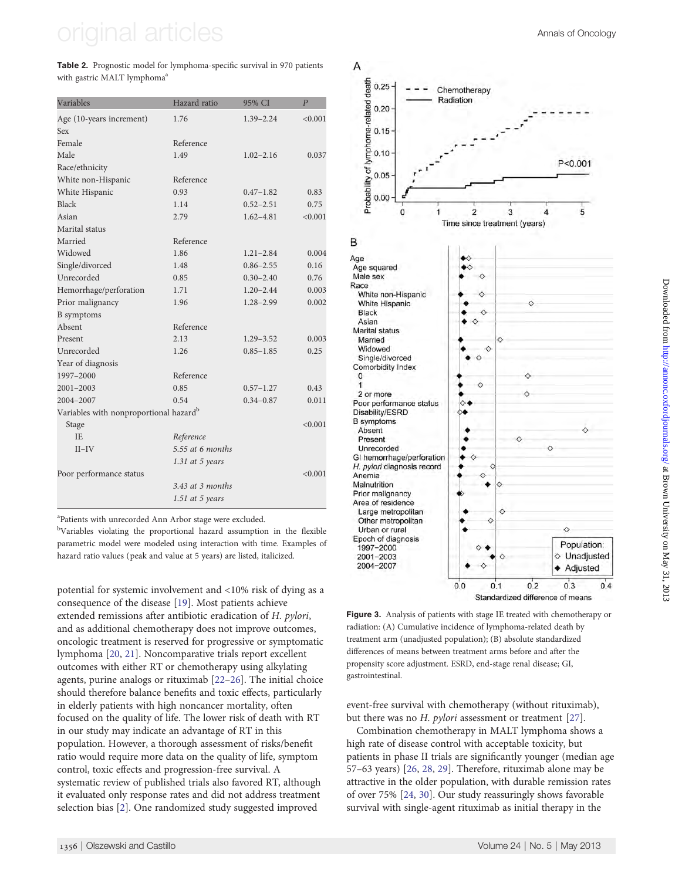**Table 2.** Prognostic model for lymphoma-specific survival in 970 patients with gastric MALT lymphoma[a]

| Variables | Hazard ratio | 95% CI | P |
|---|---|---|---|
| Age (10-years increment) | 1.76 | 1.39–2.24 | <0.001 |
| Sex | | | |
| Female | Reference | | |
| Male | 1.49 | 1.02–2.16 | 0.037 |
| Race/ethnicity | | | |
| White non-Hispanic | Reference | | |
| White Hispanic | 0.93 | 0.47–1.82 | 0.83 |
| Black | 1.14 | 0.52–2.51 | 0.75 |
| Asian | 2.79 | 1.62–4.81 | <0.001 |
| Marital status | | | |
| Married | Reference | | |
| Widowed | 1.86 | 1.21–2.84 | 0.004 |
| Single/divorced | 1.48 | 0.86–2.55 | 0.16 |
| Unrecorded | 0.85 | 0.30–2.40 | 0.76 |
| Hemorrhage/perforation | 1.71 | 1.20–2.44 | 0.003 |
| Prior malignancy | 1.96 | 1.28–2.99 | 0.002 |
| B symptoms | | | |
| Absent | Reference | | |
| Present | 2.13 | 1.29–3.52 | 0.003 |
| Unrecorded | 1.26 | 0.85–1.85 | 0.25 |
| Year of diagnosis | | | |
| 1997–2000 | Reference | | |
| 2001–2003 | 0.85 | 0.57–1.27 | 0.43 |
| 2004–2007 | 0.54 | 0.34–0.87 | 0.011 |
| Variables with nonproportional hazard[b] | | | |
| Stage | | | <0.001 |
| IE | *Reference* | | |
| II–IV | *5.55 at 6 months* | | |
| | *1.31 at 5 years* | | |
| Poor performance status | | | <0.001 |
| | *3.43 at 3 months* | | |
| | *1.51 at 5 years* | | |

[a]Patients with unrecorded Ann Arbor stage were excluded.

[b]Variables violating the proportional hazard assumption in the flexible parametric model were modeled using interaction with time. Examples of hazard ratio values (peak and value at 5 years) are listed, italicized.

potential for systemic involvement and <10% risk of dying as a consequence of the disease [19]. Most patients achieve extended remissions after antibiotic eradication of *H. pylori*, and as additional chemotherapy does not improve outcomes, oncologic treatment is reserved for progressive or symptomatic lymphoma [20, 21]. Noncomparative trials report excellent outcomes with either RT or chemotherapy using alkylating agents, purine analogs or rituximab [22–26]. The initial choice should therefore balance benefits and toxic effects, particularly in elderly patients with high noncancer mortality, often focused on the quality of life. The lower risk of death with RT in our study may indicate an advantage of RT in this population. However, a thorough assessment of risks/benefit ratio would require more data on the quality of life, symptom control, toxic effects and progression-free survival. A systematic review of published trials also favored RT, although it evaluated only response rates and did not address treatment selection bias [2]. One randomized study suggested improved event-free survival with chemotherapy (without rituximab), but there was no *H. pylori* assessment or treatment [27].

Combination chemotherapy in MALT lymphoma shows a high rate of disease control with acceptable toxicity, but patients in phase II trials are significantly younger (median age 57–63 years) [26, 28, 29]. Therefore, rituximab alone may be attractive in the older population, with durable remission rates of over 75% [24, 30]. Our study reassuringly shows favorable survival with single-agent rituximab as initial therapy in the

**Figure 3.** Analysis of patients with stage IE treated with chemotherapy or radiation: (A) Cumulative incidence of lymphoma-related death by treatment arm (unadjusted population); (B) absolute standardized differences of means between treatment arms before and after the propensity score adjustment. ESRD, end-stage renal disease; GI, gastrointestinal.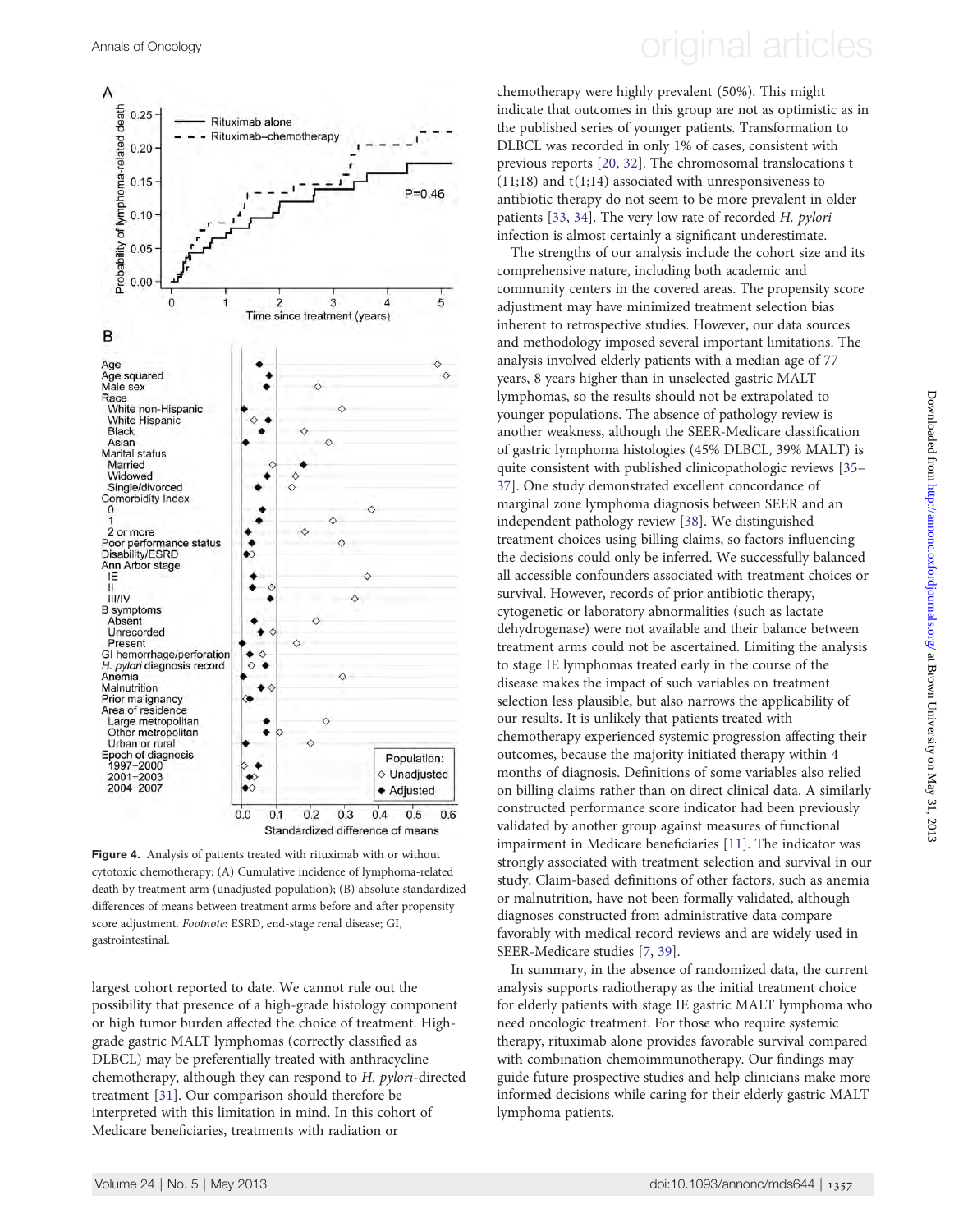**Figure 4.** Analysis of patients treated with rituximab with or without cytotoxic chemotherapy: (A) Cumulative incidence of lymphoma-related death by treatment arm (unadjusted population); (B) absolute standardized differences of means between treatment arms before and after propensity score adjustment. *Footnote*: ESRD, end-stage renal disease; GI, gastrointestinal.

largest cohort reported to date. We cannot rule out the possibility that presence of a high-grade histology component or high tumor burden affected the choice of treatment. High-grade gastric MALT lymphomas (correctly classified as DLBCL) may be preferentially treated with anthracycline chemotherapy, although they can respond to *H. pylori*-directed treatment [31]. Our comparison should therefore be interpreted with this limitation in mind. In this cohort of Medicare beneficiaries, treatments with radiation or chemotherapy were highly prevalent (50%). This might indicate that outcomes in this group are not as optimistic as in the published series of younger patients. Transformation to DLBCL was recorded in only 1% of cases, consistent with previous reports [20, 32]. The chromosomal translocations t(11;18) and t(1;14) associated with unresponsiveness to antibiotic therapy do not seem to be more prevalent in older patients [33, 34]. The very low rate of recorded *H. pylori* infection is almost certainly a significant underestimate.

The strengths of our analysis include the cohort size and its comprehensive nature, including both academic and community centers in the covered areas. The propensity score adjustment may have minimized treatment selection bias inherent to retrospective studies. However, our data sources and methodology imposed several important limitations. The analysis involved elderly patients with a median age of 77 years, 8 years higher than in unselected gastric MALT lymphomas, so the results should not be extrapolated to younger populations. The absence of pathology review is another weakness, although the SEER-Medicare classification of gastric lymphoma histologies (45% DLBCL, 39% MALT) is quite consistent with published clinicopathologic reviews [35–37]. One study demonstrated excellent concordance of marginal zone lymphoma diagnosis between SEER and an independent pathology review [38]. We distinguished treatment choices using billing claims, so factors influencing the decisions could only be inferred. We successfully balanced all accessible confounders associated with treatment choices or survival. However, records of prior antibiotic therapy, cytogenetic or laboratory abnormalities (such as lactate dehydrogenase) were not available and their balance between treatment arms could not be ascertained. Limiting the analysis to stage IE lymphomas treated early in the course of the disease makes the impact of such variables on treatment selection less plausible, but also narrows the applicability of our results. It is unlikely that patients treated with chemotherapy experienced systemic progression affecting their outcomes, because the majority initiated therapy within 4 months of diagnosis. Definitions of some variables also relied on billing claims rather than on direct clinical data. A similarly constructed performance score indicator had been previously validated by another group against measures of functional impairment in Medicare beneficiaries [11]. The indicator was strongly associated with treatment selection and survival in our study. Claim-based definitions of other factors, such as anemia or malnutrition, have not been formally validated, although diagnoses constructed from administrative data compare favorably with medical record reviews and are widely used in SEER-Medicare studies [7, 39].

In summary, in the absence of randomized data, the current analysis supports radiotherapy as the initial treatment choice for elderly patients with stage IE gastric MALT lymphoma who need oncologic treatment. For those who require systemic therapy, rituximab alone provides favorable survival compared with combination chemoimmunotherapy. Our findings may guide future prospective studies and help clinicians make more informed decisions while caring for their elderly gastric MALT lymphoma patients.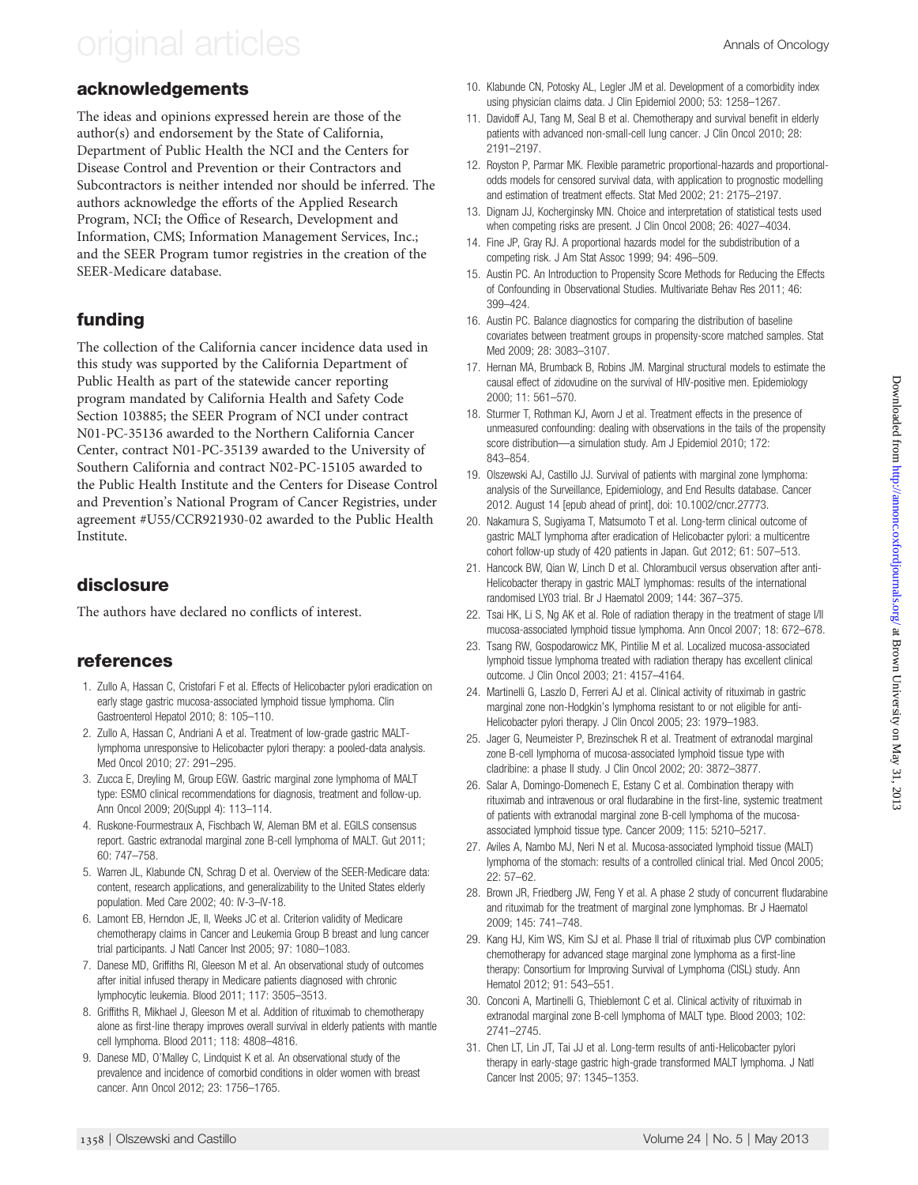## acknowledgements

The ideas and opinions expressed herein are those of the author(s) and endorsement by the State of California, Department of Public Health the NCI and the Centers for Disease Control and Prevention or their Contractors and Subcontractors is neither intended nor should be inferred. The authors acknowledge the efforts of the Applied Research Program, NCI; the Office of Research, Development and Information, CMS; Information Management Services, Inc.; and the SEER Program tumor registries in the creation of the SEER-Medicare database.

## funding

The collection of the California cancer incidence data used in this study was supported by the California Department of Public Health as part of the statewide cancer reporting program mandated by California Health and Safety Code Section 103885; the SEER Program of NCI under contract N01-PC-35136 awarded to the Northern California Cancer Center, contract N01-PC-35139 awarded to the University of Southern California and contract N02-PC-15105 awarded to the Public Health Institute and the Centers for Disease Control and Prevention's National Program of Cancer Registries, under agreement #U55/CCR921930-02 awarded to the Public Health Institute.

## disclosure

The authors have declared no conflicts of interest.

## references

1. Zullo A, Hassan C, Cristofari F et al. Effects of Helicobacter pylori eradication on early stage gastric mucosa-associated lymphoid tissue lymphoma. Clin Gastroenterol Hepatol 2010; 8: 105–110.
2. Zullo A, Hassan C, Andriani A et al. Treatment of low-grade gastric MALT-lymphoma unresponsive to Helicobacter pylori therapy: a pooled-data analysis. Med Oncol 2010; 27: 291–295.
3. Zucca E, Dreyling M, Group EGW. Gastric marginal zone lymphoma of MALT type: ESMO clinical recommendations for diagnosis, treatment and follow-up. Ann Oncol 2009; 20(Suppl 4): 113–114.
4. Ruskone-Fourmestraux A, Fischbach W, Aleman BM et al. EGILS consensus report. Gastric extranodal marginal zone B-cell lymphoma of MALT. Gut 2011; 60: 747–758.
5. Warren JL, Klabunde CN, Schrag D et al. Overview of the SEER-Medicare data: content, research applications, and generalizability to the United States elderly population. Med Care 2002; 40: IV-3–IV-18.
6. Lamont EB, Herndon JE, II, Weeks JC et al. Criterion validity of Medicare chemotherapy claims in Cancer and Leukemia Group B breast and lung cancer trial participants. J Natl Cancer Inst 2005; 97: 1080–1083.
7. Danese MD, Griffiths RI, Gleeson M et al. An observational study of outcomes after initial infused therapy in Medicare patients diagnosed with chronic lymphocytic leukemia. Blood 2011; 117: 3505–3513.
8. Griffiths R, Mikhael J, Gleeson M et al. Addition of rituximab to chemotherapy alone as first-line therapy improves overall survival in elderly patients with mantle cell lymphoma. Blood 2011; 118: 4808–4816.
9. Danese MD, O'Malley C, Lindquist K et al. An observational study of the prevalence and incidence of comorbid conditions in older women with breast cancer. Ann Oncol 2012; 23: 1756–1765.
10. Klabunde CN, Potosky AL, Legler JM et al. Development of a comorbidity index using physician claims data. J Clin Epidemiol 2000; 53: 1258–1267.
11. Davidoff AJ, Tang M, Seal B et al. Chemotherapy and survival benefit in elderly patients with advanced non-small-cell lung cancer. J Clin Oncol 2010; 28: 2191–2197.
12. Royston P, Parmar MK. Flexible parametric proportional-hazards and proportional-odds models for censored survival data, with application to prognostic modelling and estimation of treatment effects. Stat Med 2002; 21: 2175–2197.
13. Dignam JJ, Kocherginsky MN. Choice and interpretation of statistical tests used when competing risks are present. J Clin Oncol 2008; 26: 4027–4034.
14. Fine JP, Gray RJ. A proportional hazards model for the subdistribution of a competing risk. J Am Stat Assoc 1999; 94: 496–509.
15. Austin PC. An Introduction to Propensity Score Methods for Reducing the Effects of Confounding in Observational Studies. Multivariate Behav Res 2011; 46: 399–424.
16. Austin PC. Balance diagnostics for comparing the distribution of baseline covariates between treatment groups in propensity-score matched samples. Stat Med 2009; 28: 3083–3107.
17. Hernan MA, Brumback B, Robins JM. Marginal structural models to estimate the causal effect of zidovudine on the survival of HIV-positive men. Epidemiology 2000; 11: 561–570.
18. Sturmer T, Rothman KJ, Avorn J et al. Treatment effects in the presence of unmeasured confounding: dealing with observations in the tails of the propensity score distribution—a simulation study. Am J Epidemiol 2010; 172: 843–854.
19. Olszewski AJ, Castillo JJ. Survival of patients with marginal zone lymphoma: analysis of the Surveillance, Epidemiology, and End Results database. Cancer 2012. August 14 [epub ahead of print], doi: 10.1002/cncr.27773.
20. Nakamura S, Sugiyama T, Matsumoto T et al. Long-term clinical outcome of gastric MALT lymphoma after eradication of Helicobacter pylori: a multicentre cohort follow-up study of 420 patients in Japan. Gut 2012; 61: 507–513.
21. Hancock BW, Qian W, Linch D et al. Chlorambucil versus observation after anti-Helicobacter therapy in gastric MALT lymphomas: results of the international randomised LY03 trial. Br J Haematol 2009; 144: 367–375.
22. Tsai HK, Li S, Ng AK et al. Role of radiation therapy in the treatment of stage I/II mucosa-associated lymphoid tissue lymphoma. Ann Oncol 2007; 18: 672–678.
23. Tsang RW, Gospodarowicz MK, Pintilie M et al. Localized mucosa-associated lymphoid tissue lymphoma treated with radiation therapy has excellent clinical outcome. J Clin Oncol 2003; 21: 4157–4164.
24. Martinelli G, Laszlo D, Ferreri AJ et al. Clinical activity of rituximab in gastric marginal zone non-Hodgkin's lymphoma resistant to or not eligible for anti-Helicobacter pylori therapy. J Clin Oncol 2005; 23: 1979–1983.
25. Jager G, Neumeister P, Brezinschek R et al. Treatment of extranodal marginal zone B-cell lymphoma of mucosa-associated lymphoid tissue type with cladribine: a phase II study. J Clin Oncol 2002; 20: 3872–3877.
26. Salar A, Domingo-Domenech E, Estany C et al. Combination therapy with rituximab and intravenous or oral fludarabine in the first-line, systemic treatment of patients with extranodal marginal zone B-cell lymphoma of the mucosa-associated lymphoid tissue type. Cancer 2009; 115: 5210–5217.
27. Aviles A, Nambo MJ, Neri N et al. Mucosa-associated lymphoid tissue (MALT) lymphoma of the stomach: results of a controlled clinical trial. Med Oncol 2005; 22: 57–62.
28. Brown JR, Friedberg JW, Feng Y et al. A phase 2 study of concurrent fludarabine and rituximab for the treatment of marginal zone lymphomas. Br J Haematol 2009; 145: 741–748.
29. Kang HJ, Kim WS, Kim SJ et al. Phase II trial of rituximab plus CVP combination chemotherapy for advanced stage marginal zone lymphoma as a first-line therapy: Consortium for Improving Survival of Lymphoma (CISL) study. Ann Hematol 2012; 91: 543–551.
30. Conconi A, Martinelli G, Thieblemont C et al. Clinical activity of rituximab in extranodal marginal zone B-cell lymphoma of MALT type. Blood 2003; 102: 2741–2745.
31. Chen LT, Lin JT, Tai JJ et al. Long-term results of anti-Helicobacter pylori therapy in early-stage gastric high-grade transformed MALT lymphoma. J Natl Cancer Inst 2005; 97: 1345–1353.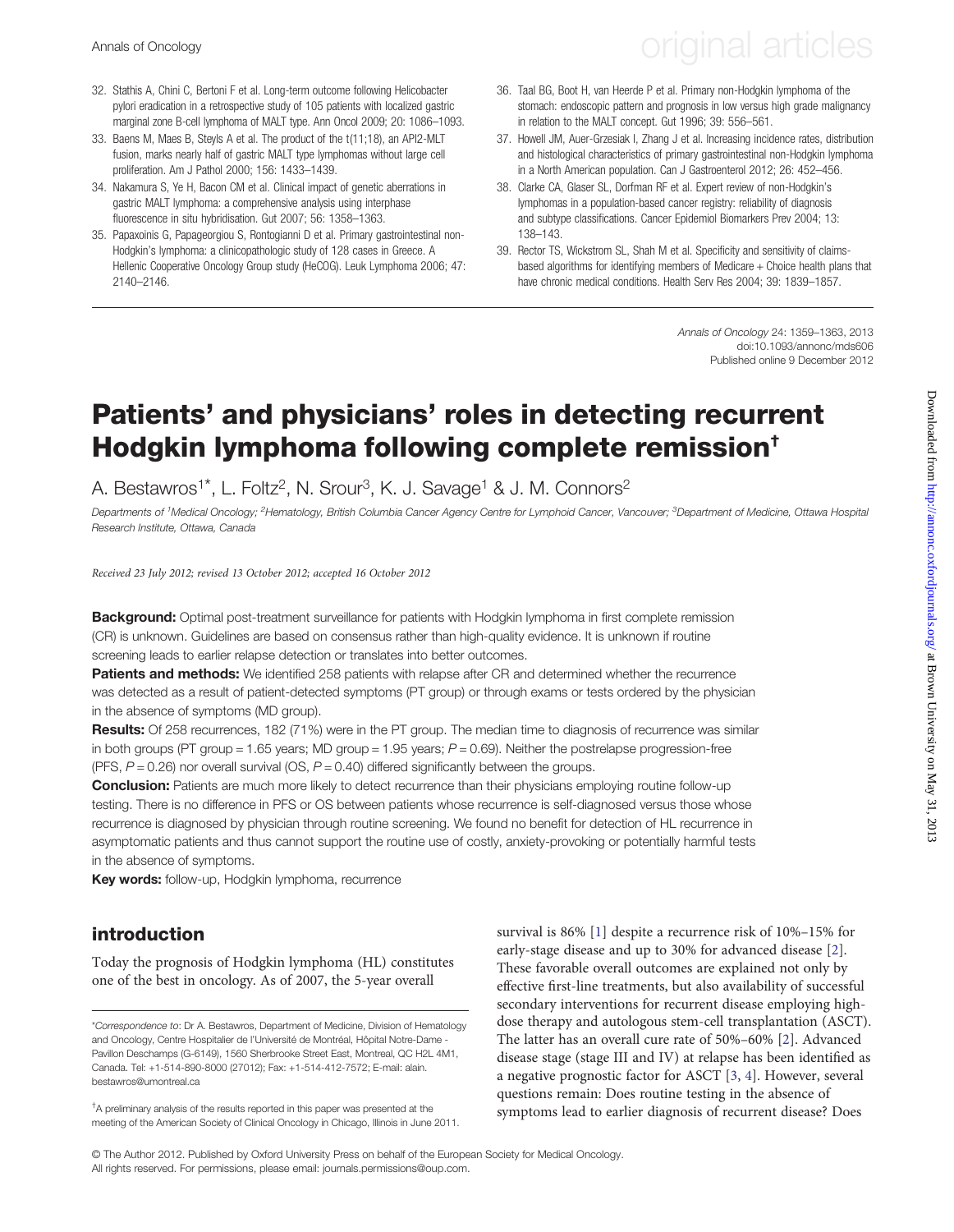32. Stathis A, Chini C, Bertoni F et al. Long-term outcome following Helicobacter pylori eradication in a retrospective study of 105 patients with localized gastric marginal zone B-cell lymphoma of MALT type. Ann Oncol 2009; 20: 1086–1093.
33. Baens M, Maes B, Steyls A et al. The product of the t(11;18), an API2-MLT fusion, marks nearly half of gastric MALT type lymphomas without large cell proliferation. Am J Pathol 2000; 156: 1433–1439.
34. Nakamura S, Ye H, Bacon CM et al. Clinical impact of genetic aberrations in gastric MALT lymphoma: a comprehensive analysis using interphase fluorescence in situ hybridisation. Gut 2007; 56: 1358–1363.
35. Papaxoinis G, Papageorgiou S, Rontogianni D et al. Primary gastrointestinal non-Hodgkin's lymphoma: a clinicopathologic study of 128 cases in Greece. A Hellenic Cooperative Oncology Group study (HeCOG). Leuk Lymphoma 2006; 47: 2140–2146.
36. Taal BG, Boot H, van Heerde P et al. Primary non-Hodgkin lymphoma of the stomach: endoscopic pattern and prognosis in low versus high grade malignancy in relation to the MALT concept. Gut 1996; 39: 556–561.
37. Howell JM, Auer-Grzesiak I, Zhang J et al. Increasing incidence rates, distribution and histological characteristics of primary gastrointestinal non-Hodgkin lymphoma in a North American population. Can J Gastroenterol 2012; 26: 452–456.
38. Clarke CA, Glaser SL, Dorfman RF et al. Expert review of non-Hodgkin's lymphomas in a population-based cancer registry: reliability of diagnosis and subtype classifications. Cancer Epidemiol Biomarkers Prev 2004; 13: 138–143.
39. Rector TS, Wickstrom SL, Shah M et al. Specificity and sensitivity of claims-based algorithms for identifying members of Medicare + Choice health plans that have chronic medical conditions. Health Serv Res 2004; 39: 1839–1857.

*Annals of Oncology* 24: 1359–1363, 2013
doi:10.1093/annonc/mds606
Published online 9 December 2012

# Patients' and physicians' roles in detecting recurrent Hodgkin lymphoma following complete remission†

A. Bestawros[1]*, L. Foltz[2], N. Srour[3], K. J. Savage[1] & J. M. Connors[2]

*Departments of [1]Medical Oncology; [2]Hematology, British Columbia Cancer Agency Centre for Lymphoid Cancer, Vancouver; [3]Department of Medicine, Ottawa Hospital Research Institute, Ottawa, Canada*

*Received 23 July 2012; revised 13 October 2012; accepted 16 October 2012*

**Background:** Optimal post-treatment surveillance for patients with Hodgkin lymphoma in first complete remission (CR) is unknown. Guidelines are based on consensus rather than high-quality evidence. It is unknown if routine screening leads to earlier relapse detection or translates into better outcomes.

**Patients and methods:** We identified 258 patients with relapse after CR and determined whether the recurrence was detected as a result of patient-detected symptoms (PT group) or through exams or tests ordered by the physician in the absence of symptoms (MD group).

**Results:** Of 258 recurrences, 182 (71%) were in the PT group. The median time to diagnosis of recurrence was similar in both groups (PT group = 1.65 years; MD group = 1.95 years; $P = 0.69$). Neither the postrelapse progression-free (PFS, $P = 0.26$) nor overall survival (OS, $P = 0.40$) differed significantly between the groups.

**Conclusion:** Patients are much more likely to detect recurrence than their physicians employing routine follow-up testing. There is no difference in PFS or OS between patients whose recurrence is self-diagnosed versus those whose recurrence is diagnosed by physician through routine screening. We found no benefit for detection of HL recurrence in asymptomatic patients and thus cannot support the routine use of costly, anxiety-provoking or potentially harmful tests in the absence of symptoms.

**Key words:** follow-up, Hodgkin lymphoma, recurrence

## introduction

Today the prognosis of Hodgkin lymphoma (HL) constitutes one of the best in oncology. As of 2007, the 5-year overall survival is 86% [1] despite a recurrence risk of 10%–15% for early-stage disease and up to 30% for advanced disease [2]. These favorable overall outcomes are explained not only by effective first-line treatments, but also availability of successful secondary interventions for recurrent disease employing high-dose therapy and autologous stem-cell transplantation (ASCT). The latter has an overall cure rate of 50%–60% [2]. Advanced disease stage (stage III and IV) at relapse has been identified as a negative prognostic factor for ASCT [3, 4]. However, several questions remain: Does routine testing in the absence of symptoms lead to earlier diagnosis of recurrent disease? Does

*Correspondence to: Dr A. Bestawros, Department of Medicine, Division of Hematology and Oncology, Centre Hospitalier de l'Université de Montréal, Hôpital Notre-Dame - Pavillon Deschamps (G-6149), 1560 Sherbrooke Street East, Montreal, QC H2L 4M1, Canada. Tel: +1-514-890-8000 (27012); Fax: +1-514-412-7572; E-mail: alain.bestawros@umontreal.ca

†A preliminary analysis of the results reported in this paper was presented at the meeting of the American Society of Clinical Oncology in Chicago, Illinois in June 2011.

© The Author 2012. Published by Oxford University Press on behalf of the European Society for Medical Oncology. All rights reserved. For permissions, please email: journals.permissions@oup.com.